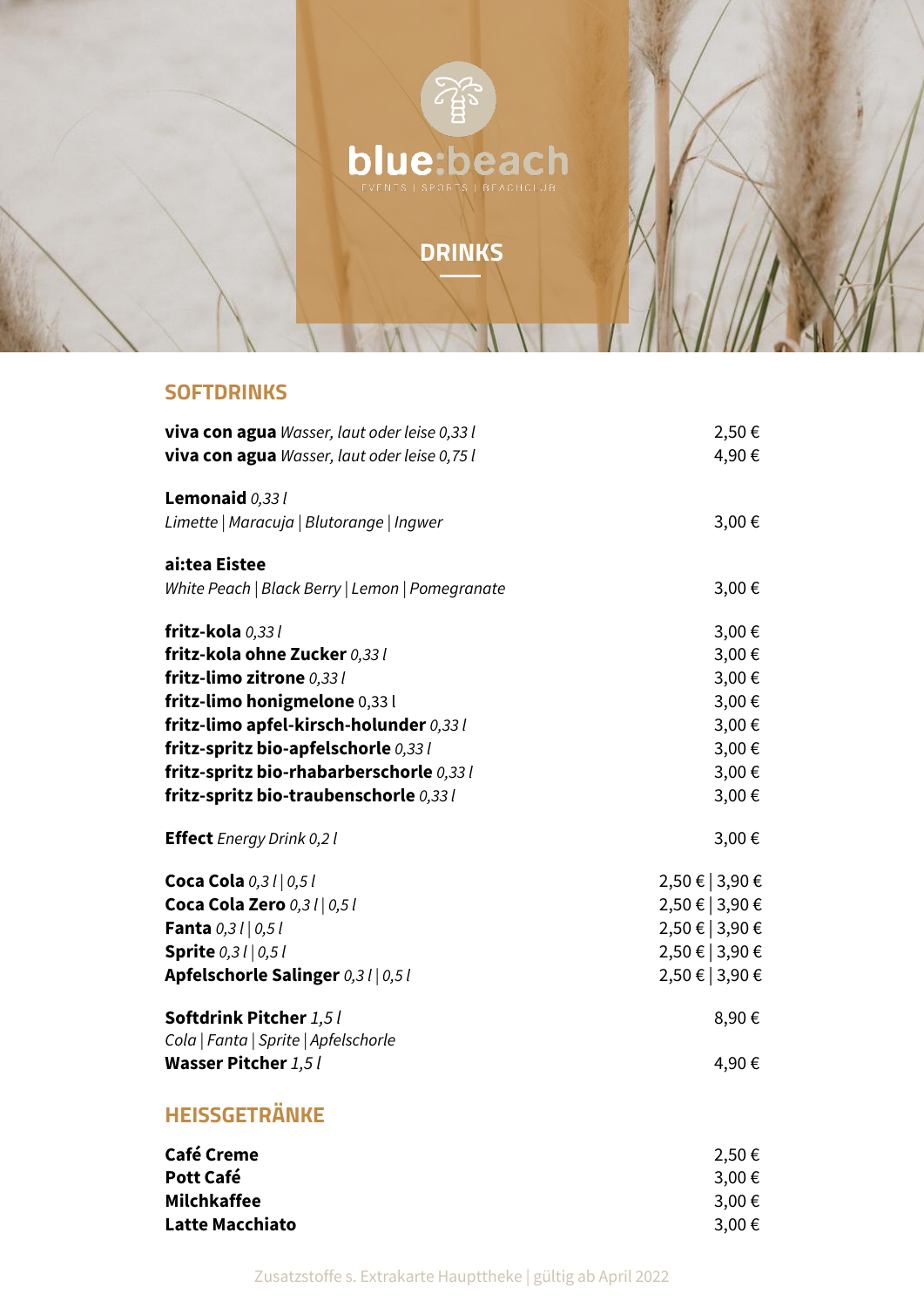# blue:beach

EVENTS | SPORTS | BEACHCLUB

## DRINKS

### SOFTDRINKS

**viva con agua** *Wasser, laut oder leise 0,33 l* 2,50 €
**viva con agua** *Wasser, laut oder leise 0,75 l* 4,90 €

**Lemonaid** *0,33 l*
*Limette | Maracuja | Blutorange | Ingwer* 3,00 €

**ai:tea Eistee**
*White Peach | Black Berry | Lemon | Pomegranate* 3,00 €

**fritz-kola** *0,33 l* 3,00 €
**fritz-kola ohne Zucker** *0,33 l* 3,00 €
**fritz-limo zitrone** *0,33 l* 3,00 €
**fritz-limo honigmelone** 0,33 l 3,00 €
**fritz-limo apfel-kirsch-holunder** *0,33 l* 3,00 €
**fritz-spritz bio-apfelschorle** *0,33 l* 3,00 €
**fritz-spritz bio-rhabarberschorle** *0,33 l* 3,00 €
**fritz-spritz bio-traubenschorle** *0,33 l* 3,00 €

**Effect** *Energy Drink 0,2 l* 3,00 €

**Coca Cola** *0,3 l | 0,5 l* 2,50 € | 3,90 €
**Coca Cola Zero** *0,3 l | 0,5 l* 2,50 € | 3,90 €
**Fanta** *0,3 l | 0,5 l* 2,50 € | 3,90 €
**Sprite** *0,3 l | 0,5 l* 2,50 € | 3,90 €
**Apfelschorle Salinger** *0,3 l | 0,5 l* 2,50 € | 3,90 €

**Softdrink Pitcher** *1,5 l* 8,90 €
*Cola | Fanta | Sprite | Apfelschorle*
**Wasser Pitcher** *1,5 l* 4,90 €

### HEISSGETRÄNKE

**Café Creme** 2,50 €
**Pott Café** 3,00 €
**Milchkaffee** 3,00 €
**Latte Macchiato** 3,00 €

Zusatzstoffe s. Extrakarte Haupttheke | gültig ab April 2022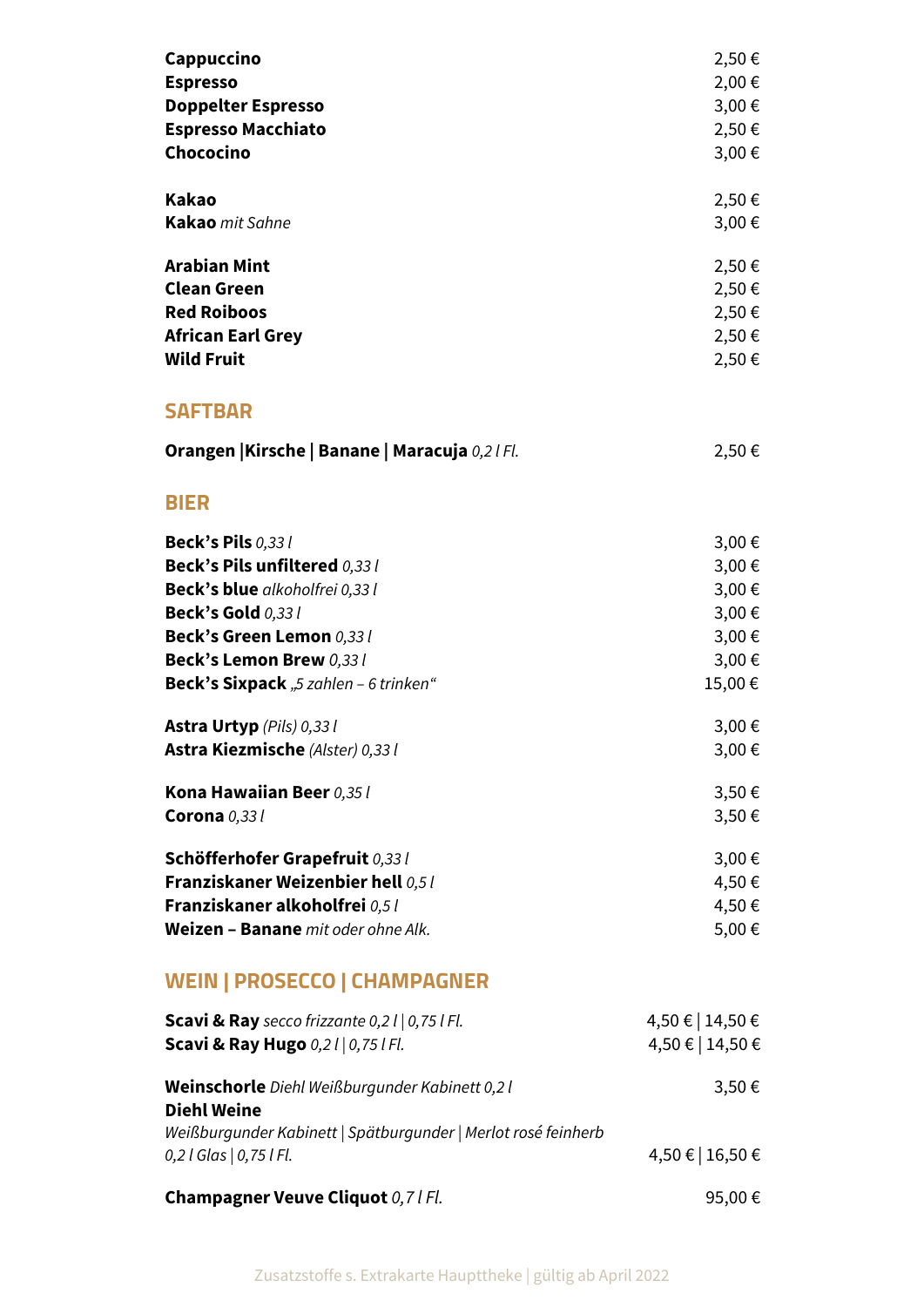| | |
|---|---|
| **Cappuccino** | 2,50 € |
| **Espresso** | 2,00 € |
| **Doppelter Espresso** | 3,00 € |
| **Espresso Macchiato** | 2,50 € |
| **Chococino** | 3,00 € |
| | |
| **Kakao** | 2,50 € |
| **Kakao** *mit Sahne* | 3,00 € |
| | |
| **Arabian Mint** | 2,50 € |
| **Clean Green** | 2,50 € |
| **Red Roiboos** | 2,50 € |
| **African Earl Grey** | 2,50 € |
| **Wild Fruit** | 2,50 € |

## SAFTBAR

| | |
|---|---|
| **Orangen \|Kirsche \| Banane \| Maracuja** *0,2 l Fl.* | 2,50 € |

## BIER

| | |
|---|---|
| **Beck's Pils** *0,33 l* | 3,00 € |
| **Beck's Pils unfiltered** *0,33 l* | 3,00 € |
| **Beck's blue** *alkoholfrei 0,33 l* | 3,00 € |
| **Beck's Gold** *0,33 l* | 3,00 € |
| **Beck's Green Lemon** *0,33 l* | 3,00 € |
| **Beck's Lemon Brew** *0,33 l* | 3,00 € |
| **Beck's Sixpack** *„5 zahlen – 6 trinken"* | 15,00 € |
| | |
| **Astra Urtyp** *(Pils) 0,33 l* | 3,00 € |
| **Astra Kiezmische** *(Alster) 0,33 l* | 3,00 € |
| | |
| **Kona Hawaiian Beer** *0,35 l* | 3,50 € |
| **Corona** *0,33 l* | 3,50 € |
| | |
| **Schöfferhofer Grapefruit** *0,33 l* | 3,00 € |
| **Franziskaner Weizenbier hell** *0,5 l* | 4,50 € |
| **Franziskaner alkoholfrei** *0,5 l* | 4,50 € |
| **Weizen – Banane** *mit oder ohne Alk.* | 5,00 € |

## WEIN | PROSECCO | CHAMPAGNER

| | |
|---|---|
| **Scavi & Ray** *secco frizzante 0,2 l \| 0,75 l Fl.* | 4,50 € \| 14,50 € |
| **Scavi & Ray Hugo** *0,2 l \| 0,75 l Fl.* | 4,50 € \| 14,50 € |
| | |
| **Weinschorle** *Diehl Weißburgunder Kabinett 0,2 l* | 3,50 € |
| **Diehl Weine** *Weißburgunder Kabinett \| Spätburgunder \| Merlot rosé feinherb 0,2 l Glas \| 0,75 l Fl.* | 4,50 € \| 16,50 € |
| | |
| **Champagner Veuve Cliquot** *0,7 l Fl.* | 95,00 € |

Zusatzstoffe s. Extrakarte Haupttheke | gültig ab April 2022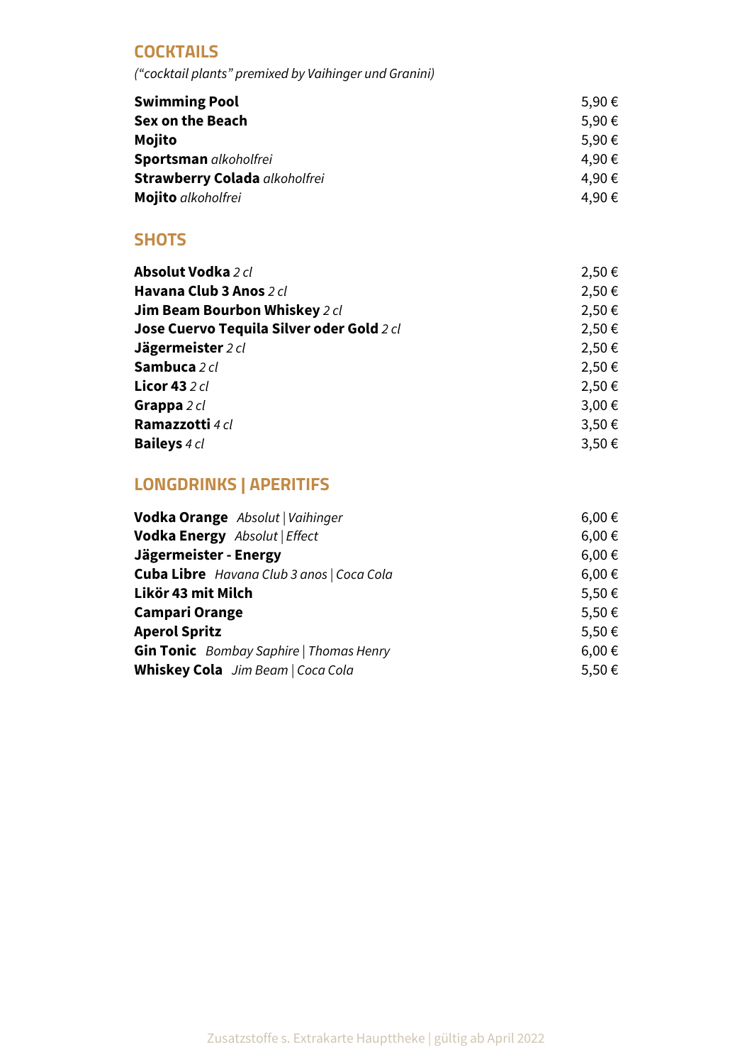## COCKTAILS

*(“cocktail plants” premixed by Vaihinger und Granini)*

| | |
|---|---|
| **Swimming Pool** | 5,90 € |
| **Sex on the Beach** | 5,90 € |
| **Mojito** | 5,90 € |
| **Sportsman** *alkoholfrei* | 4,90 € |
| **Strawberry Colada** *alkoholfrei* | 4,90 € |
| **Mojito** *alkoholfrei* | 4,90 € |

## SHOTS

| | |
|---|---|
| **Absolut Vodka** *2 cl* | 2,50 € |
| **Havana Club 3 Anos** *2 cl* | 2,50 € |
| **Jim Beam Bourbon Whiskey** *2 cl* | 2,50 € |
| **Jose Cuervo Tequila Silver oder Gold** *2 cl* | 2,50 € |
| **Jägermeister** *2 cl* | 2,50 € |
| **Sambuca** *2 cl* | 2,50 € |
| **Licor 43** *2 cl* | 2,50 € |
| **Grappa** *2 cl* | 3,00 € |
| **Ramazzotti** *4 cl* | 3,50 € |
| **Baileys** *4 cl* | 3,50 € |

## LONGDRINKS | APERITIFS

| | |
|---|---|
| **Vodka Orange** *Absolut \| Vaihinger* | 6,00 € |
| **Vodka Energy** *Absolut \| Effect* | 6,00 € |
| **Jägermeister - Energy** | 6,00 € |
| **Cuba Libre** *Havana Club 3 anos \| Coca Cola* | 6,00 € |
| **Likör 43 mit Milch** | 5,50 € |
| **Campari Orange** | 5,50 € |
| **Aperol Spritz** | 5,50 € |
| **Gin Tonic** *Bombay Saphire \| Thomas Henry* | 6,00 € |
| **Whiskey Cola** *Jim Beam \| Coca Cola* | 5,50 € |

Zusatzstoffe s. Extrakarte Haupttheke | gültig ab April 2022